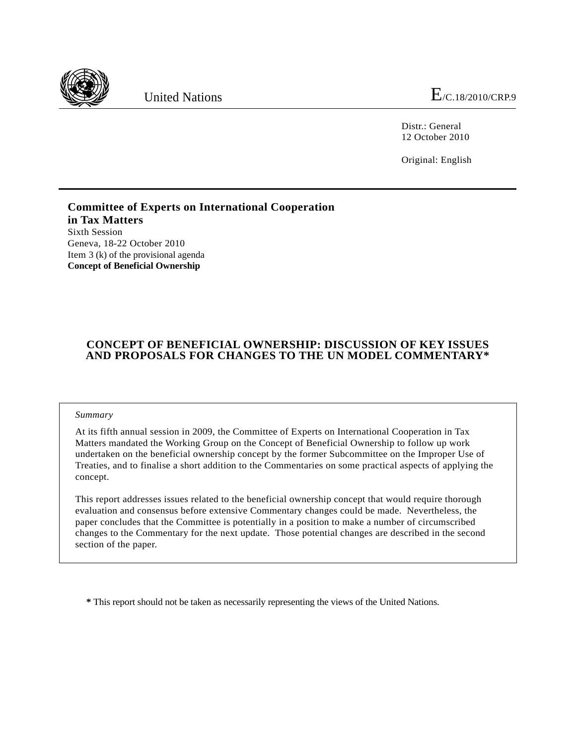United Nations

E/C.18/2010/CRP.9

Distr.: General
12 October 2010

Original: English

**Committee of Experts on International Cooperation in Tax Matters**
Sixth Session
Geneva, 18-22 October 2010
Item 3 (k) of the provisional agenda
**Concept of Beneficial Ownership**

# CONCEPT OF BENEFICIAL OWNERSHIP: DISCUSSION OF KEY ISSUES AND PROPOSALS FOR CHANGES TO THE UN MODEL COMMENTARY*

*Summary*

At its fifth annual session in 2009, the Committee of Experts on International Cooperation in Tax Matters mandated the Working Group on the Concept of Beneficial Ownership to follow up work undertaken on the beneficial ownership concept by the former Subcommittee on the Improper Use of Treaties, and to finalise a short addition to the Commentaries on some practical aspects of applying the concept.

This report addresses issues related to the beneficial ownership concept that would require thorough evaluation and consensus before extensive Commentary changes could be made. Nevertheless, the paper concludes that the Committee is potentially in a position to make a number of circumscribed changes to the Commentary for the next update. Those potential changes are described in the second section of the paper.

**\*** This report should not be taken as necessarily representing the views of the United Nations.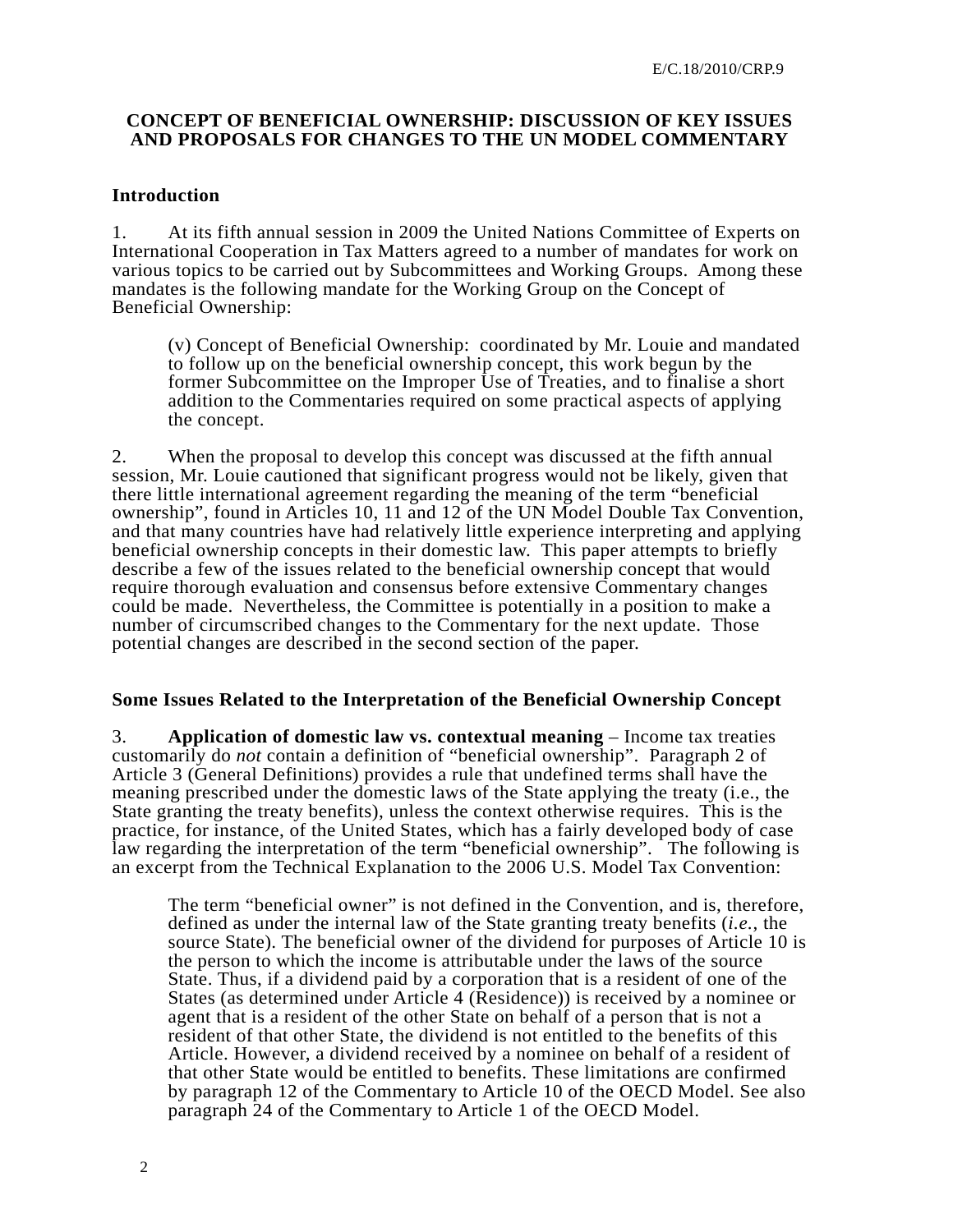**CONCEPT OF BENEFICIAL OWNERSHIP: DISCUSSION OF KEY ISSUES AND PROPOSALS FOR CHANGES TO THE UN MODEL COMMENTARY**

## Introduction

1. At its fifth annual session in 2009 the United Nations Committee of Experts on International Cooperation in Tax Matters agreed to a number of mandates for work on various topics to be carried out by Subcommittees and Working Groups. Among these mandates is the following mandate for the Working Group on the Concept of Beneficial Ownership:

> (v) Concept of Beneficial Ownership: coordinated by Mr. Louie and mandated to follow up on the beneficial ownership concept, this work begun by the former Subcommittee on the Improper Use of Treaties, and to finalise a short addition to the Commentaries required on some practical aspects of applying the concept.

2. When the proposal to develop this concept was discussed at the fifth annual session, Mr. Louie cautioned that significant progress would not be likely, given that there little international agreement regarding the meaning of the term "beneficial ownership", found in Articles 10, 11 and 12 of the UN Model Double Tax Convention, and that many countries have had relatively little experience interpreting and applying beneficial ownership concepts in their domestic law. This paper attempts to briefly describe a few of the issues related to the beneficial ownership concept that would require thorough evaluation and consensus before extensive Commentary changes could be made. Nevertheless, the Committee is potentially in a position to make a number of circumscribed changes to the Commentary for the next update. Those potential changes are described in the second section of the paper.

## Some Issues Related to the Interpretation of the Beneficial Ownership Concept

3. **Application of domestic law vs. contextual meaning** – Income tax treaties customarily do *not* contain a definition of "beneficial ownership". Paragraph 2 of Article 3 (General Definitions) provides a rule that undefined terms shall have the meaning prescribed under the domestic laws of the State applying the treaty (i.e., the State granting the treaty benefits), unless the context otherwise requires. This is the practice, for instance, of the United States, which has a fairly developed body of case law regarding the interpretation of the term "beneficial ownership". The following is an excerpt from the Technical Explanation to the 2006 U.S. Model Tax Convention:

> The term "beneficial owner" is not defined in the Convention, and is, therefore, defined as under the internal law of the State granting treaty benefits (*i.e.*, the source State). The beneficial owner of the dividend for purposes of Article 10 is the person to which the income is attributable under the laws of the source State. Thus, if a dividend paid by a corporation that is a resident of one of the States (as determined under Article 4 (Residence)) is received by a nominee or agent that is a resident of the other State on behalf of a person that is not a resident of that other State, the dividend is not entitled to the benefits of this Article. However, a dividend received by a nominee on behalf of a resident of that other State would be entitled to benefits. These limitations are confirmed by paragraph 12 of the Commentary to Article 10 of the OECD Model. See also paragraph 24 of the Commentary to Article 1 of the OECD Model.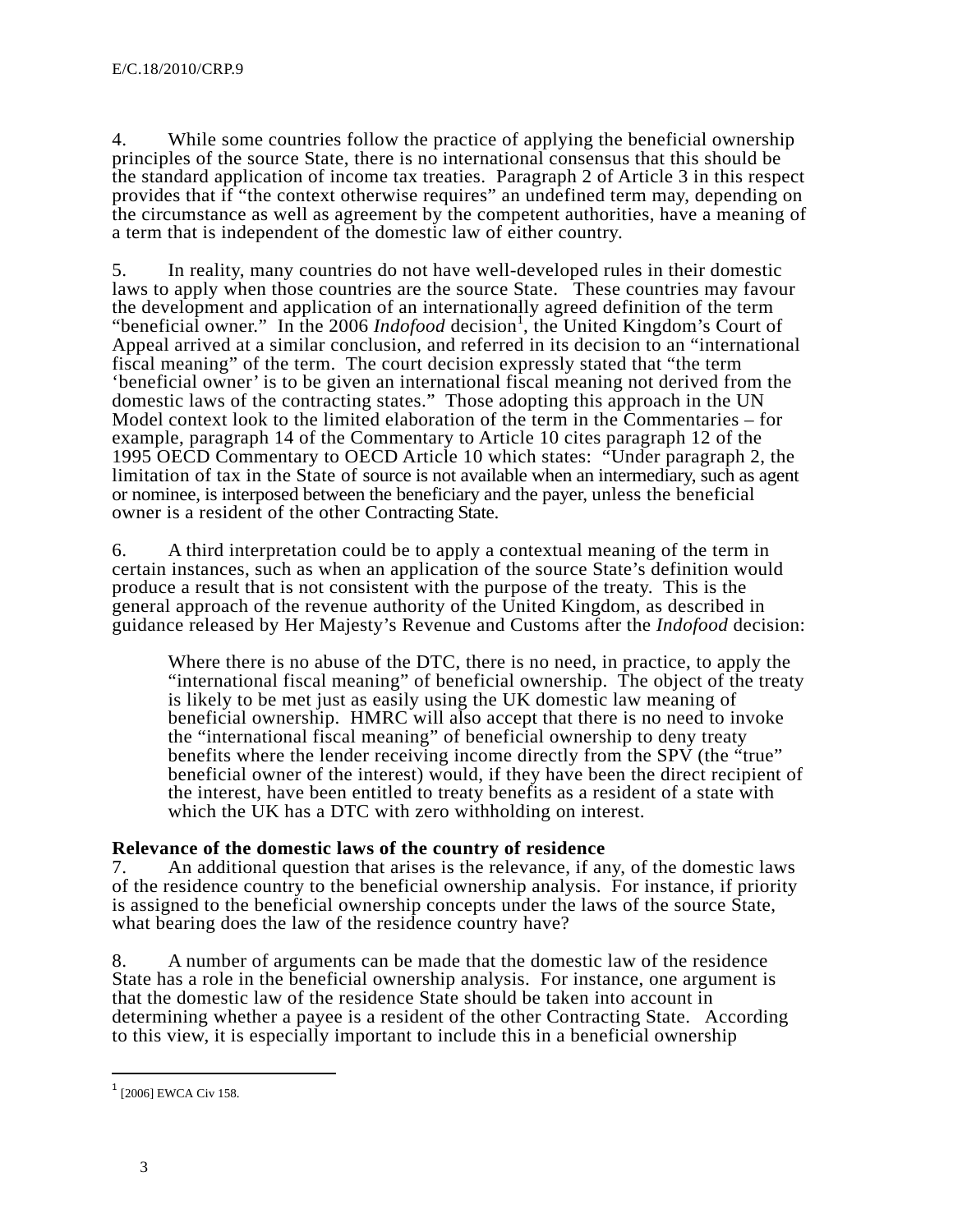4. While some countries follow the practice of applying the beneficial ownership principles of the source State, there is no international consensus that this should be the standard application of income tax treaties. Paragraph 2 of Article 3 in this respect provides that if "the context otherwise requires" an undefined term may, depending on the circumstance as well as agreement by the competent authorities, have a meaning of a term that is independent of the domestic law of either country.

5. In reality, many countries do not have well-developed rules in their domestic laws to apply when those countries are the source State. These countries may favour the development and application of an internationally agreed definition of the term "beneficial owner." In the 2006 *Indofood* decision[1], the United Kingdom's Court of Appeal arrived at a similar conclusion, and referred in its decision to an "international fiscal meaning" of the term. The court decision expressly stated that "the term 'beneficial owner' is to be given an international fiscal meaning not derived from the domestic laws of the contracting states." Those adopting this approach in the UN Model context look to the limited elaboration of the term in the Commentaries – for example, paragraph 14 of the Commentary to Article 10 cites paragraph 12 of the 1995 OECD Commentary to OECD Article 10 which states: "Under paragraph 2, the limitation of tax in the State of source is not available when an intermediary, such as agent or nominee, is interposed between the beneficiary and the payer, unless the beneficial owner is a resident of the other Contracting State.

6. A third interpretation could be to apply a contextual meaning of the term in certain instances, such as when an application of the source State's definition would produce a result that is not consistent with the purpose of the treaty. This is the general approach of the revenue authority of the United Kingdom, as described in guidance released by Her Majesty's Revenue and Customs after the *Indofood* decision:

> Where there is no abuse of the DTC, there is no need, in practice, to apply the "international fiscal meaning" of beneficial ownership. The object of the treaty is likely to be met just as easily using the UK domestic law meaning of beneficial ownership. HMRC will also accept that there is no need to invoke the "international fiscal meaning" of beneficial ownership to deny treaty benefits where the lender receiving income directly from the SPV (the "true" beneficial owner of the interest) would, if they have been the direct recipient of the interest, have been entitled to treaty benefits as a resident of a state with which the UK has a DTC with zero withholding on interest.

**Relevance of the domestic laws of the country of residence**

7. An additional question that arises is the relevance, if any, of the domestic laws of the residence country to the beneficial ownership analysis. For instance, if priority is assigned to the beneficial ownership concepts under the laws of the source State, what bearing does the law of the residence country have?

8. A number of arguments can be made that the domestic law of the residence State has a role in the beneficial ownership analysis. For instance, one argument is that the domestic law of the residence State should be taken into account in determining whether a payee is a resident of the other Contracting State. According to this view, it is especially important to include this in a beneficial ownership

[1] [2006] EWCA Civ 158.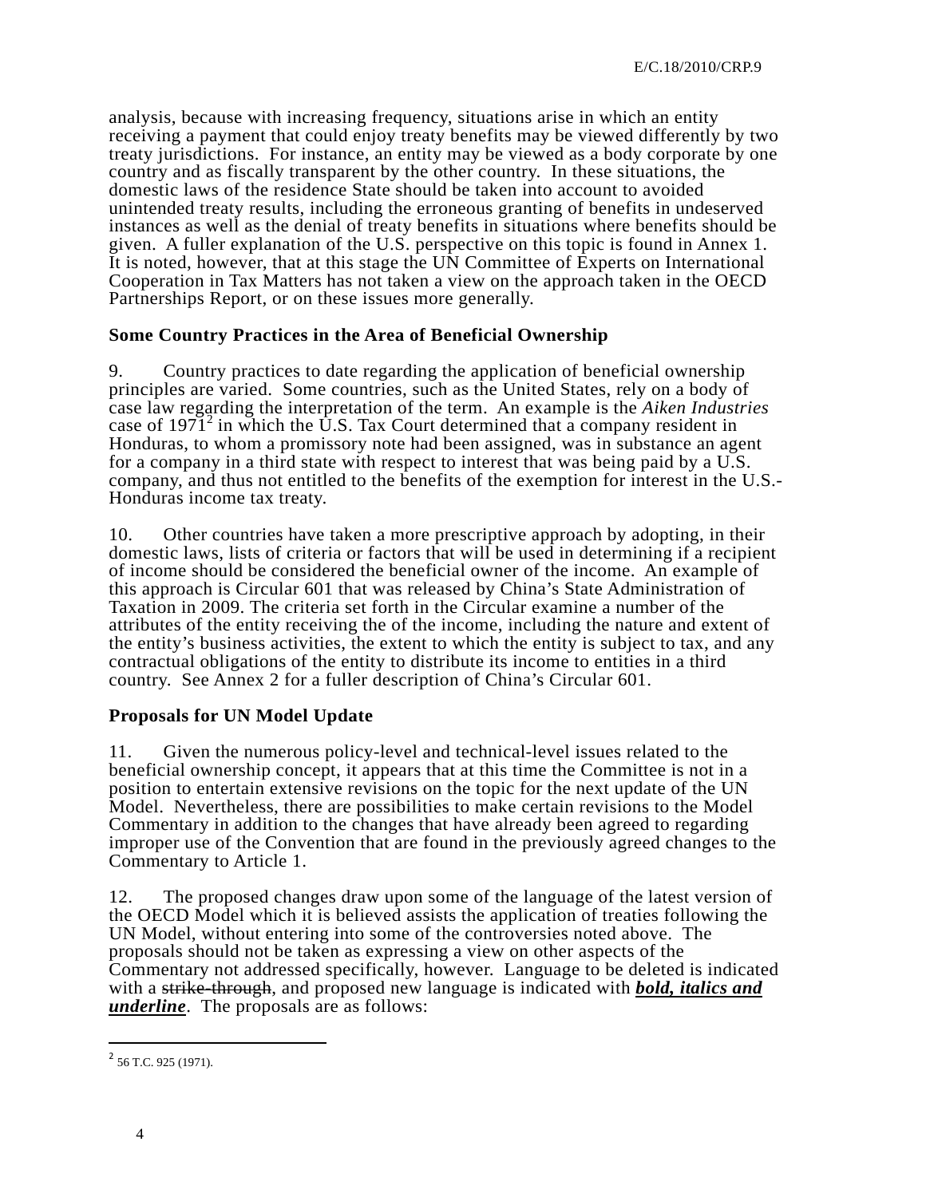analysis, because with increasing frequency, situations arise in which an entity receiving a payment that could enjoy treaty benefits may be viewed differently by two treaty jurisdictions. For instance, an entity may be viewed as a body corporate by one country and as fiscally transparent by the other country. In these situations, the domestic laws of the residence State should be taken into account to avoided unintended treaty results, including the erroneous granting of benefits in undeserved instances as well as the denial of treaty benefits in situations where benefits should be given. A fuller explanation of the U.S. perspective on this topic is found in Annex 1. It is noted, however, that at this stage the UN Committee of Experts on International Cooperation in Tax Matters has not taken a view on the approach taken in the OECD Partnerships Report, or on these issues more generally.

**Some Country Practices in the Area of Beneficial Ownership**

9. Country practices to date regarding the application of beneficial ownership principles are varied. Some countries, such as the United States, rely on a body of case law regarding the interpretation of the term. An example is the *Aiken Industries* case of 1971[2] in which the U.S. Tax Court determined that a company resident in Honduras, to whom a promissory note had been assigned, was in substance an agent for a company in a third state with respect to interest that was being paid by a U.S. company, and thus not entitled to the benefits of the exemption for interest in the U.S.-Honduras income tax treaty.

10. Other countries have taken a more prescriptive approach by adopting, in their domestic laws, lists of criteria or factors that will be used in determining if a recipient of income should be considered the beneficial owner of the income. An example of this approach is Circular 601 that was released by China's State Administration of Taxation in 2009. The criteria set forth in the Circular examine a number of the attributes of the entity receiving the of the income, including the nature and extent of the entity's business activities, the extent to which the entity is subject to tax, and any contractual obligations of the entity to distribute its income to entities in a third country. See Annex 2 for a fuller description of China's Circular 601.

**Proposals for UN Model Update**

11. Given the numerous policy-level and technical-level issues related to the beneficial ownership concept, it appears that at this time the Committee is not in a position to entertain extensive revisions on the topic for the next update of the UN Model. Nevertheless, there are possibilities to make certain revisions to the Model Commentary in addition to the changes that have already been agreed to regarding improper use of the Convention that are found in the previously agreed changes to the Commentary to Article 1.

12. The proposed changes draw upon some of the language of the latest version of the OECD Model which it is believed assists the application of treaties following the UN Model, without entering into some of the controversies noted above. The proposals should not be taken as expressing a view on other aspects of the Commentary not addressed specifically, however. Language to be deleted is indicated with a ~~strike-through~~, and proposed new language is indicated with <u>***bold, italics and underline***</u>. The proposals are as follows:

[2] 56 T.C. 925 (1971).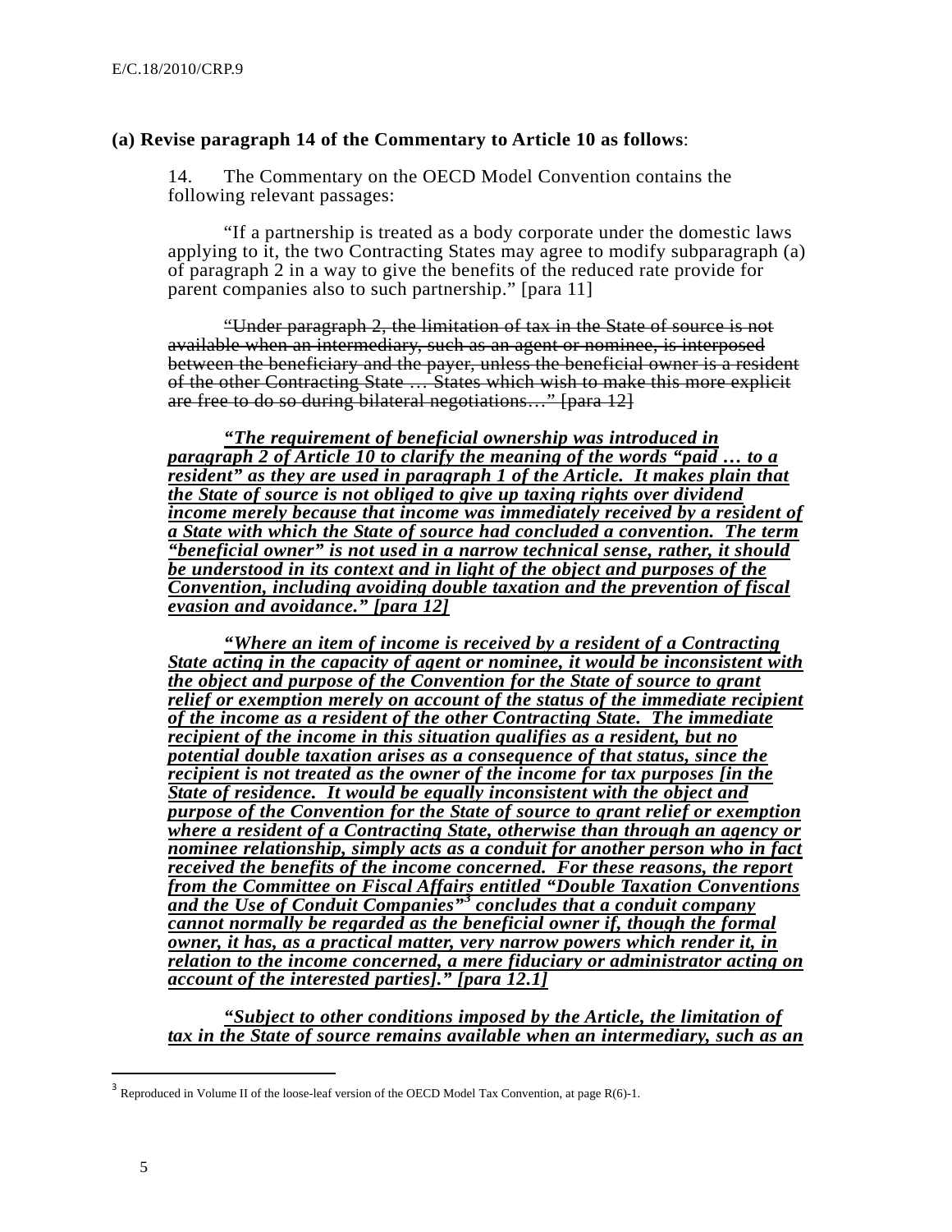**(a) Revise paragraph 14 of the Commentary to Article 10 as follows**:

14. The Commentary on the OECD Model Convention contains the following relevant passages:

"If a partnership is treated as a body corporate under the domestic laws applying to it, the two Contracting States may agree to modify subparagraph (a) of paragraph 2 in a way to give the benefits of the reduced rate provide for parent companies also to such partnership." [para 11]

~~"Under paragraph 2, the limitation of tax in the State of source is not available when an intermediary, such as an agent or nominee, is interposed between the beneficiary and the payer, unless the beneficial owner is a resident of the other Contracting State … States which wish to make this more explicit are free to do so during bilateral negotiations…" [para 12]~~

***"The requirement of beneficial ownership was introduced in paragraph 2 of Article 10 to clarify the meaning of the words "paid … to a resident" as they are used in paragraph 1 of the Article. It makes plain that the State of source is not obliged to give up taxing rights over dividend income merely because that income was immediately received by a resident of a State with which the State of source had concluded a convention. The term "beneficial owner" is not used in a narrow technical sense, rather, it should be understood in its context and in light of the object and purposes of the Convention, including avoiding double taxation and the prevention of fiscal evasion and avoidance." [para 12]***

***"Where an item of income is received by a resident of a Contracting State acting in the capacity of agent or nominee, it would be inconsistent with the object and purpose of the Convention for the State of source to grant relief or exemption merely on account of the status of the immediate recipient of the income as a resident of the other Contracting State. The immediate recipient of the income in this situation qualifies as a resident, but no potential double taxation arises as a consequence of that status, since the recipient is not treated as the owner of the income for tax purposes [in the State of residence. It would be equally inconsistent with the object and purpose of the Convention for the State of source to grant relief or exemption where a resident of a Contracting State, otherwise than through an agency or nominee relationship, simply acts as a conduit for another person who in fact received the benefits of the income concerned. For these reasons, the report from the Committee on Fiscal Affairs entitled "Double Taxation Conventions and the Use of Conduit Companies"[3] concludes that a conduit company cannot normally be regarded as the beneficial owner if, though the formal owner, it has, as a practical matter, very narrow powers which render it, in relation to the income concerned, a mere fiduciary or administrator acting on account of the interested parties]." [para 12.1]***

***"Subject to other conditions imposed by the Article, the limitation of tax in the State of source remains available when an intermediary, such as an***

[3] Reproduced in Volume II of the loose-leaf version of the OECD Model Tax Convention, at page R(6)-1.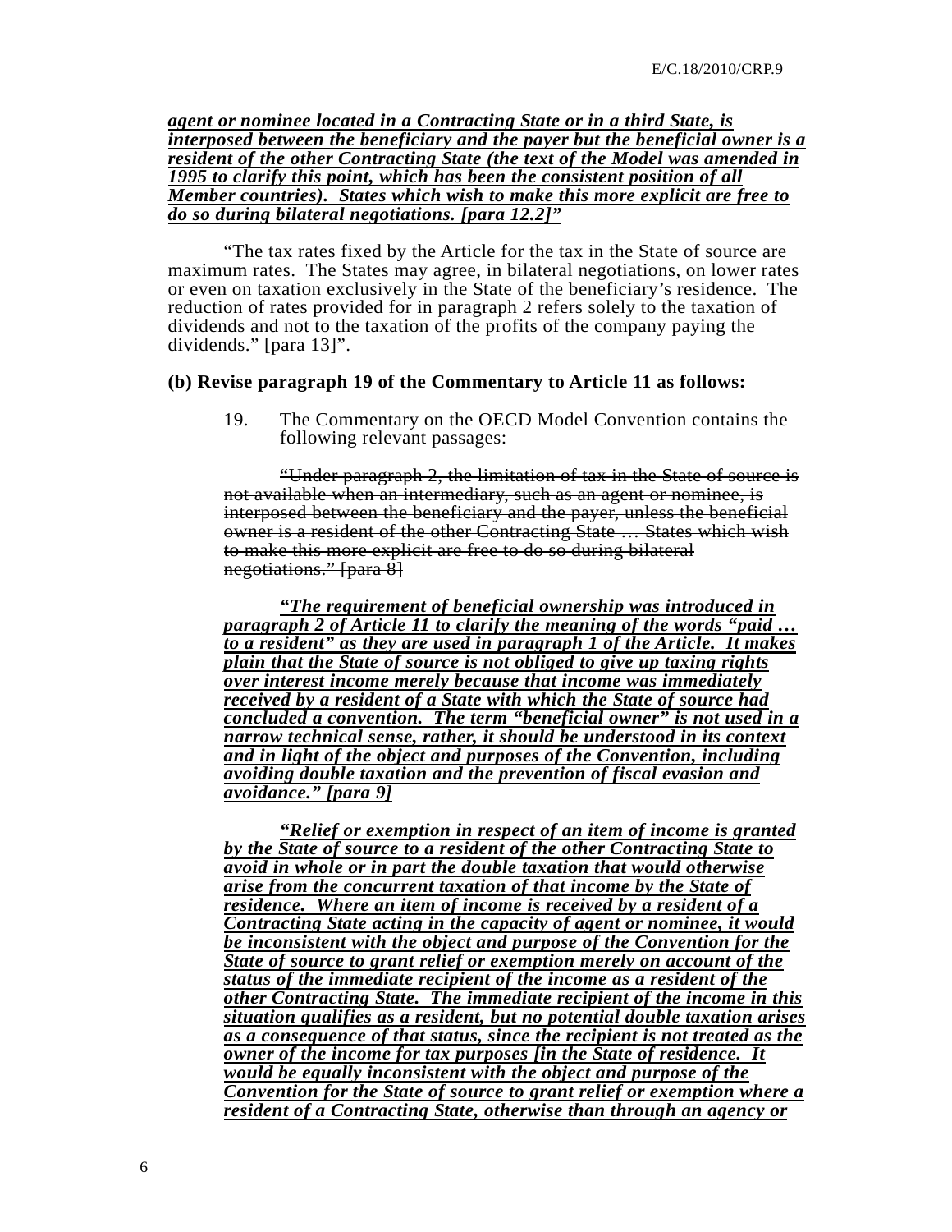***agent or nominee located in a Contracting State or in a third State, is interposed between the beneficiary and the payer but the beneficial owner is a resident of the other Contracting State (the text of the Model was amended in 1995 to clarify this point, which has been the consistent position of all Member countries). States which wish to make this more explicit are free to do so during bilateral negotiations. [para 12.2]"***

"The tax rates fixed by the Article for the tax in the State of source are maximum rates. The States may agree, in bilateral negotiations, on lower rates or even on taxation exclusively in the State of the beneficiary's residence. The reduction of rates provided for in paragraph 2 refers solely to the taxation of dividends and not to the taxation of the profits of the company paying the dividends." [para 13]".

**(b) Revise paragraph 19 of the Commentary to Article 11 as follows:**

19. The Commentary on the OECD Model Convention contains the following relevant passages:

~~"Under paragraph 2, the limitation of tax in the State of source is not available when an intermediary, such as an agent or nominee, is interposed between the beneficiary and the payer, unless the beneficial owner is a resident of the other Contracting State … States which wish to make this more explicit are free to do so during bilateral negotiations." [para 8]~~

***"The requirement of beneficial ownership was introduced in paragraph 2 of Article 11 to clarify the meaning of the words "paid … to a resident" as they are used in paragraph 1 of the Article. It makes plain that the State of source is not obliged to give up taxing rights over interest income merely because that income was immediately received by a resident of a State with which the State of source had concluded a convention. The term "beneficial owner" is not used in a narrow technical sense, rather, it should be understood in its context and in light of the object and purposes of the Convention, including avoiding double taxation and the prevention of fiscal evasion and avoidance." [para 9]***

***"Relief or exemption in respect of an item of income is granted by the State of source to a resident of the other Contracting State to avoid in whole or in part the double taxation that would otherwise arise from the concurrent taxation of that income by the State of residence. Where an item of income is received by a resident of a Contracting State acting in the capacity of agent or nominee, it would be inconsistent with the object and purpose of the Convention for the State of source to grant relief or exemption merely on account of the status of the immediate recipient of the income as a resident of the other Contracting State. The immediate recipient of the income in this situation qualifies as a resident, but no potential double taxation arises as a consequence of that status, since the recipient is not treated as the owner of the income for tax purposes [in the State of residence. It would be equally inconsistent with the object and purpose of the Convention for the State of source to grant relief or exemption where a resident of a Contracting State, otherwise than through an agency or***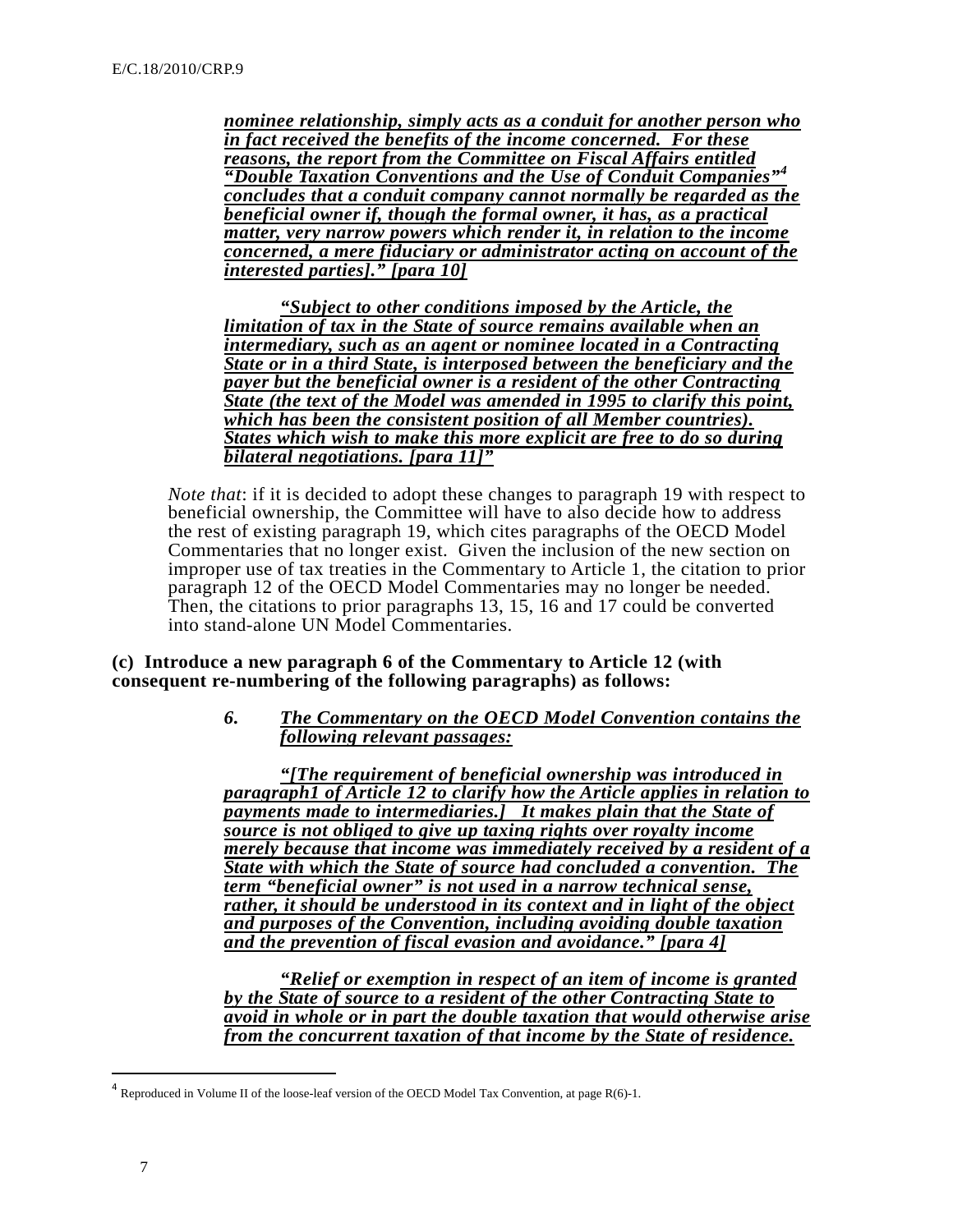***nominee relationship, simply acts as a conduit for another person who in fact received the benefits of the income concerned. For these reasons, the report from the Committee on Fiscal Affairs entitled "Double Taxation Conventions and the Use of Conduit Companies"[4] concludes that a conduit company cannot normally be regarded as the beneficial owner if, though the formal owner, it has, as a practical matter, very narrow powers which render it, in relation to the income concerned, a mere fiduciary or administrator acting on account of the interested parties]." [para 10]***

***"Subject to other conditions imposed by the Article, the limitation of tax in the State of source remains available when an intermediary, such as an agent or nominee located in a Contracting State or in a third State, is interposed between the beneficiary and the payer but the beneficial owner is a resident of the other Contracting State (the text of the Model was amended in 1995 to clarify this point, which has been the consistent position of all Member countries). States which wish to make this more explicit are free to do so during bilateral negotiations. [para 11]"***

*Note that*: if it is decided to adopt these changes to paragraph 19 with respect to beneficial ownership, the Committee will have to also decide how to address the rest of existing paragraph 19, which cites paragraphs of the OECD Model Commentaries that no longer exist. Given the inclusion of the new section on improper use of tax treaties in the Commentary to Article 1, the citation to prior paragraph 12 of the OECD Model Commentaries may no longer be needed. Then, the citations to prior paragraphs 13, 15, 16 and 17 could be converted into stand-alone UN Model Commentaries.

**(c) Introduce a new paragraph 6 of the Commentary to Article 12 (with consequent re-numbering of the following paragraphs) as follows:**

***6. The Commentary on the OECD Model Convention contains the following relevant passages:***

***"[The requirement of beneficial ownership was introduced in paragraph1 of Article 12 to clarify how the Article applies in relation to payments made to intermediaries.] It makes plain that the State of source is not obliged to give up taxing rights over royalty income merely because that income was immediately received by a resident of a State with which the State of source had concluded a convention. The term "beneficial owner" is not used in a narrow technical sense, rather, it should be understood in its context and in light of the object and purposes of the Convention, including avoiding double taxation and the prevention of fiscal evasion and avoidance." [para 4]***

***"Relief or exemption in respect of an item of income is granted by the State of source to a resident of the other Contracting State to avoid in whole or in part the double taxation that would otherwise arise from the concurrent taxation of that income by the State of residence.***

---

[4] Reproduced in Volume II of the loose-leaf version of the OECD Model Tax Convention, at page R(6)-1.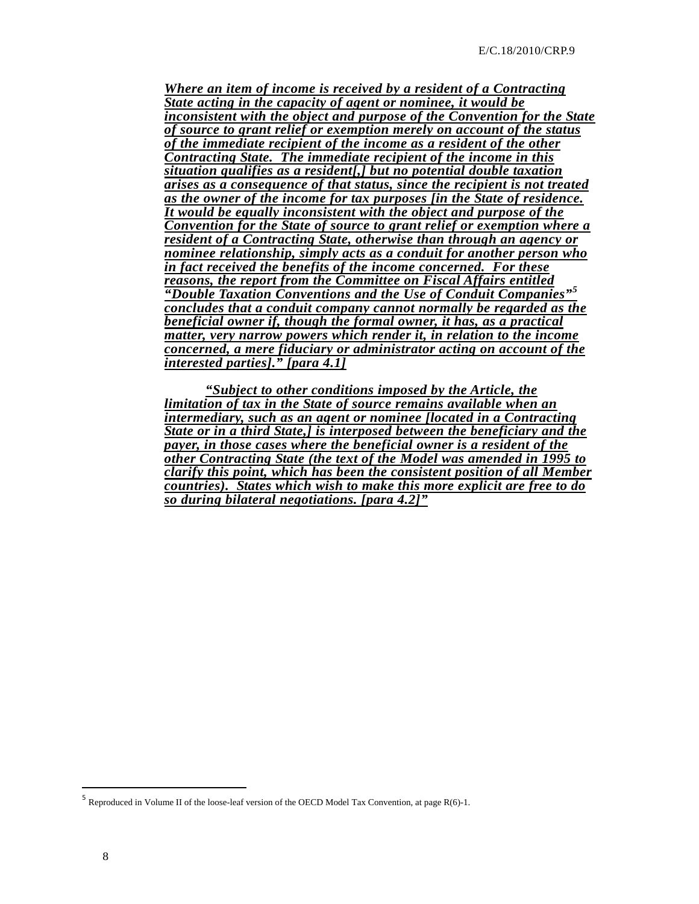***Where an item of income is received by a resident of a Contracting State acting in the capacity of agent or nominee, it would be inconsistent with the object and purpose of the Convention for the State of source to grant relief or exemption merely on account of the status of the immediate recipient of the income as a resident of the other Contracting State. The immediate recipient of the income in this situation qualifies as a resident[,] but no potential double taxation arises as a consequence of that status, since the recipient is not treated as the owner of the income for tax purposes [in the State of residence. It would be equally inconsistent with the object and purpose of the Convention for the State of source to grant relief or exemption where a resident of a Contracting State, otherwise than through an agency or nominee relationship, simply acts as a conduit for another person who in fact received the benefits of the income concerned. For these reasons, the report from the Committee on Fiscal Affairs entitled "Double Taxation Conventions and the Use of Conduit Companies"[5] concludes that a conduit company cannot normally be regarded as the beneficial owner if, though the formal owner, it has, as a practical matter, very narrow powers which render it, in relation to the income concerned, a mere fiduciary or administrator acting on account of the interested parties]." [para 4.1]***

***"Subject to other conditions imposed by the Article, the limitation of tax in the State of source remains available when an intermediary, such as an agent or nominee [located in a Contracting State or in a third State,] is interposed between the beneficiary and the payer, in those cases where the beneficial owner is a resident of the other Contracting State (the text of the Model was amended in 1995 to clarify this point, which has been the consistent position of all Member countries). States which wish to make this more explicit are free to do so during bilateral negotiations. [para 4.2]"***

---

[5] Reproduced in Volume II of the loose-leaf version of the OECD Model Tax Convention, at page R(6)-1.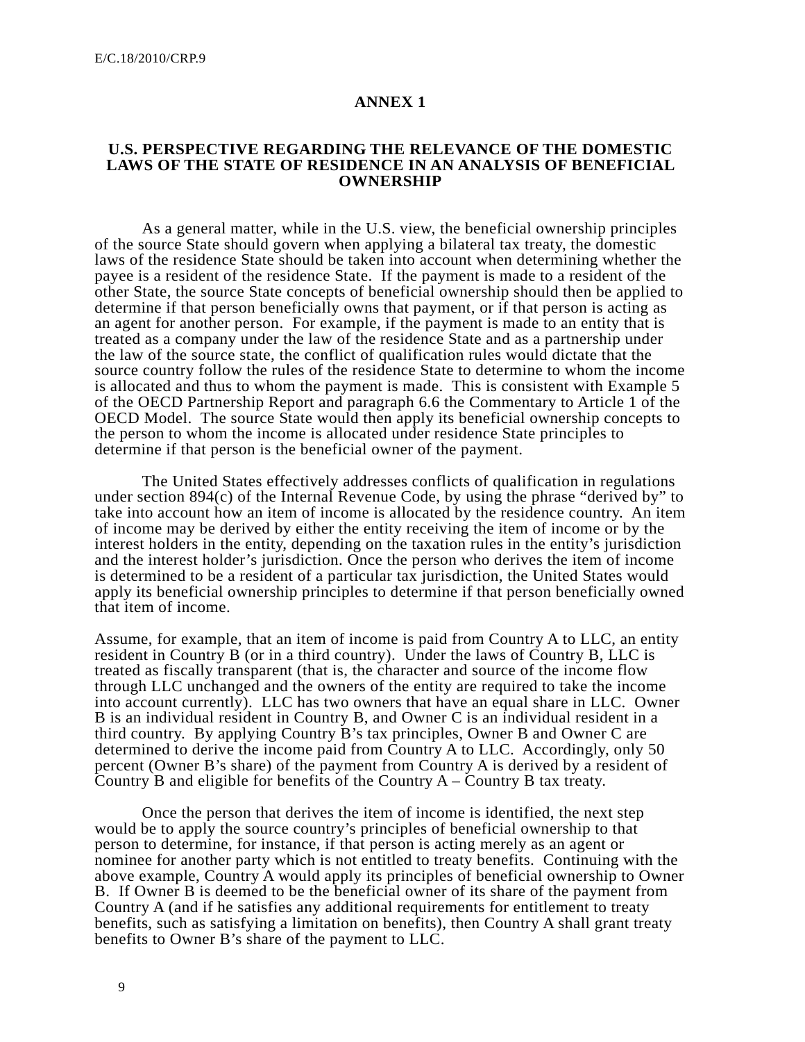## ANNEX 1

## U.S. PERSPECTIVE REGARDING THE RELEVANCE OF THE DOMESTIC LAWS OF THE STATE OF RESIDENCE IN AN ANALYSIS OF BENEFICIAL OWNERSHIP

As a general matter, while in the U.S. view, the beneficial ownership principles of the source State should govern when applying a bilateral tax treaty, the domestic laws of the residence State should be taken into account when determining whether the payee is a resident of the residence State. If the payment is made to a resident of the other State, the source State concepts of beneficial ownership should then be applied to determine if that person beneficially owns that payment, or if that person is acting as an agent for another person. For example, if the payment is made to an entity that is treated as a company under the law of the residence State and as a partnership under the law of the source state, the conflict of qualification rules would dictate that the source country follow the rules of the residence State to determine to whom the income is allocated and thus to whom the payment is made. This is consistent with Example 5 of the OECD Partnership Report and paragraph 6.6 the Commentary to Article 1 of the OECD Model. The source State would then apply its beneficial ownership concepts to the person to whom the income is allocated under residence State principles to determine if that person is the beneficial owner of the payment.

The United States effectively addresses conflicts of qualification in regulations under section 894(c) of the Internal Revenue Code, by using the phrase "derived by" to take into account how an item of income is allocated by the residence country. An item of income may be derived by either the entity receiving the item of income or by the interest holders in the entity, depending on the taxation rules in the entity's jurisdiction and the interest holder's jurisdiction. Once the person who derives the item of income is determined to be a resident of a particular tax jurisdiction, the United States would apply its beneficial ownership principles to determine if that person beneficially owned that item of income.

Assume, for example, that an item of income is paid from Country A to LLC, an entity resident in Country B (or in a third country). Under the laws of Country B, LLC is treated as fiscally transparent (that is, the character and source of the income flow through LLC unchanged and the owners of the entity are required to take the income into account currently). LLC has two owners that have an equal share in LLC. Owner B is an individual resident in Country B, and Owner C is an individual resident in a third country. By applying Country B's tax principles, Owner B and Owner C are determined to derive the income paid from Country A to LLC. Accordingly, only 50 percent (Owner B's share) of the payment from Country A is derived by a resident of Country B and eligible for benefits of the Country A – Country B tax treaty.

Once the person that derives the item of income is identified, the next step would be to apply the source country's principles of beneficial ownership to that person to determine, for instance, if that person is acting merely as an agent or nominee for another party which is not entitled to treaty benefits. Continuing with the above example, Country A would apply its principles of beneficial ownership to Owner B. If Owner B is deemed to be the beneficial owner of its share of the payment from Country A (and if he satisfies any additional requirements for entitlement to treaty benefits, such as satisfying a limitation on benefits), then Country A shall grant treaty benefits to Owner B's share of the payment to LLC.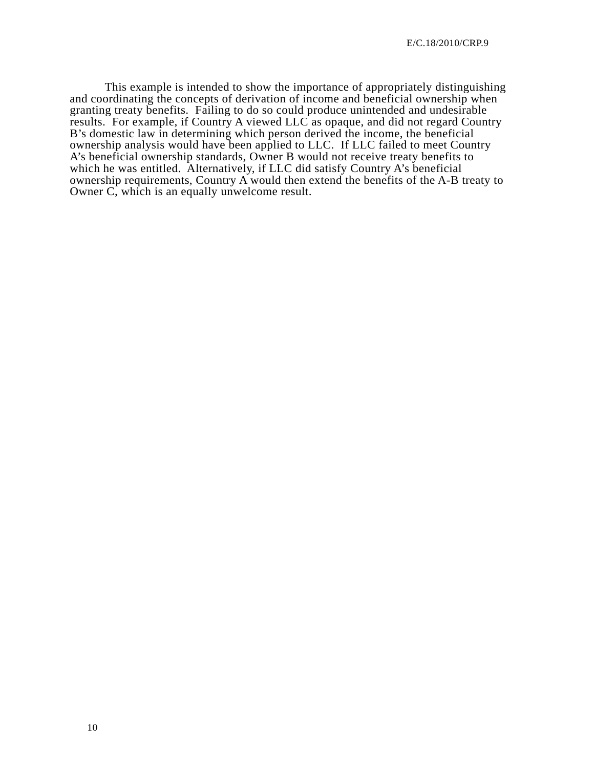This example is intended to show the importance of appropriately distinguishing and coordinating the concepts of derivation of income and beneficial ownership when granting treaty benefits. Failing to do so could produce unintended and undesirable results. For example, if Country A viewed LLC as opaque, and did not regard Country B's domestic law in determining which person derived the income, the beneficial ownership analysis would have been applied to LLC. If LLC failed to meet Country A's beneficial ownership standards, Owner B would not receive treaty benefits to which he was entitled. Alternatively, if LLC did satisfy Country A's beneficial ownership requirements, Country A would then extend the benefits of the A-B treaty to Owner C, which is an equally unwelcome result.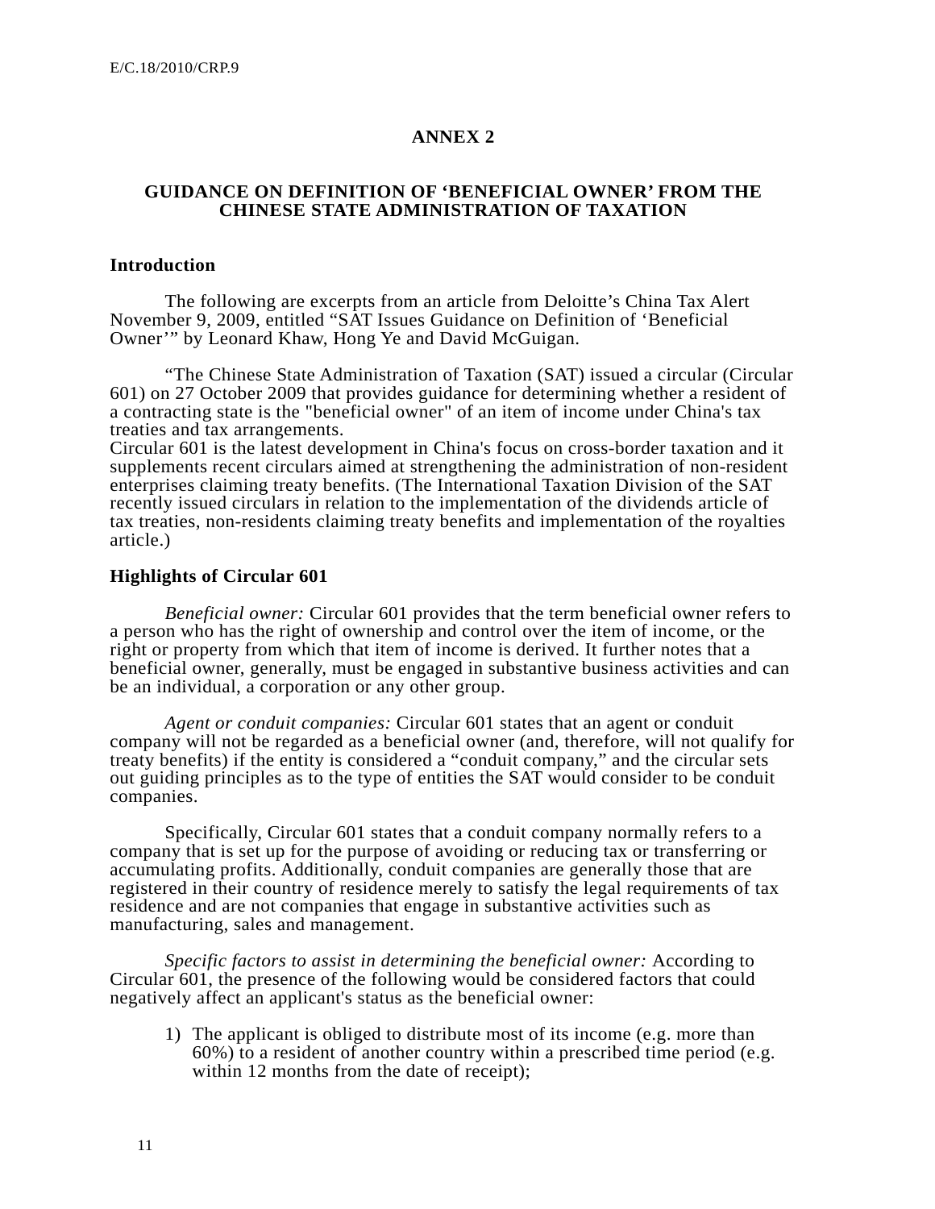# ANNEX 2

## GUIDANCE ON DEFINITION OF 'BENEFICIAL OWNER' FROM THE CHINESE STATE ADMINISTRATION OF TAXATION

### Introduction

The following are excerpts from an article from Deloitte's China Tax Alert November 9, 2009, entitled "SAT Issues Guidance on Definition of 'Beneficial Owner'" by Leonard Khaw, Hong Ye and David McGuigan.

"The Chinese State Administration of Taxation (SAT) issued a circular (Circular 601) on 27 October 2009 that provides guidance for determining whether a resident of a contracting state is the "beneficial owner" of an item of income under China's tax treaties and tax arrangements.
Circular 601 is the latest development in China's focus on cross-border taxation and it supplements recent circulars aimed at strengthening the administration of non-resident enterprises claiming treaty benefits. (The International Taxation Division of the SAT recently issued circulars in relation to the implementation of the dividends article of tax treaties, non-residents claiming treaty benefits and implementation of the royalties article.)

### Highlights of Circular 601

*Beneficial owner:* Circular 601 provides that the term beneficial owner refers to a person who has the right of ownership and control over the item of income, or the right or property from which that item of income is derived. It further notes that a beneficial owner, generally, must be engaged in substantive business activities and can be an individual, a corporation or any other group.

*Agent or conduit companies:* Circular 601 states that an agent or conduit company will not be regarded as a beneficial owner (and, therefore, will not qualify for treaty benefits) if the entity is considered a "conduit company," and the circular sets out guiding principles as to the type of entities the SAT would consider to be conduit companies.

Specifically, Circular 601 states that a conduit company normally refers to a company that is set up for the purpose of avoiding or reducing tax or transferring or accumulating profits. Additionally, conduit companies are generally those that are registered in their country of residence merely to satisfy the legal requirements of tax residence and are not companies that engage in substantive activities such as manufacturing, sales and management.

*Specific factors to assist in determining the beneficial owner:* According to Circular 601, the presence of the following would be considered factors that could negatively affect an applicant's status as the beneficial owner:

1) The applicant is obliged to distribute most of its income (e.g. more than 60%) to a resident of another country within a prescribed time period (e.g. within 12 months from the date of receipt);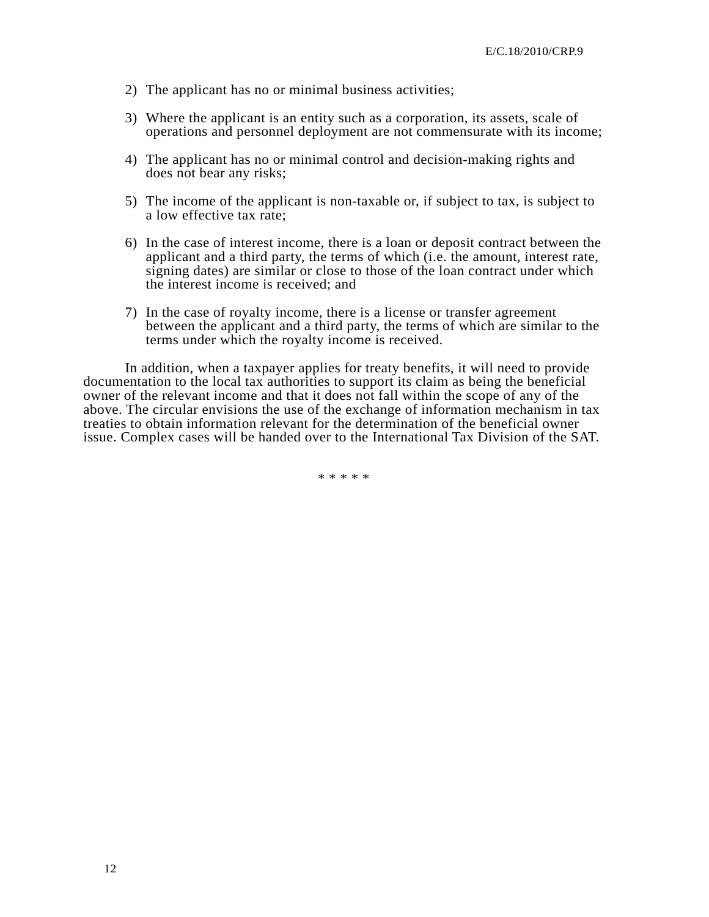2) The applicant has no or minimal business activities;

3) Where the applicant is an entity such as a corporation, its assets, scale of operations and personnel deployment are not commensurate with its income;

4) The applicant has no or minimal control and decision-making rights and does not bear any risks;

5) The income of the applicant is non-taxable or, if subject to tax, is subject to a low effective tax rate;

6) In the case of interest income, there is a loan or deposit contract between the applicant and a third party, the terms of which (i.e. the amount, interest rate, signing dates) are similar or close to those of the loan contract under which the interest income is received; and

7) In the case of royalty income, there is a license or transfer agreement between the applicant and a third party, the terms of which are similar to the terms under which the royalty income is received.

In addition, when a taxpayer applies for treaty benefits, it will need to provide documentation to the local tax authorities to support its claim as being the beneficial owner of the relevant income and that it does not fall within the scope of any of the above. The circular envisions the use of the exchange of information mechanism in tax treaties to obtain information relevant for the determination of the beneficial owner issue. Complex cases will be handed over to the International Tax Division of the SAT.

* * * * *